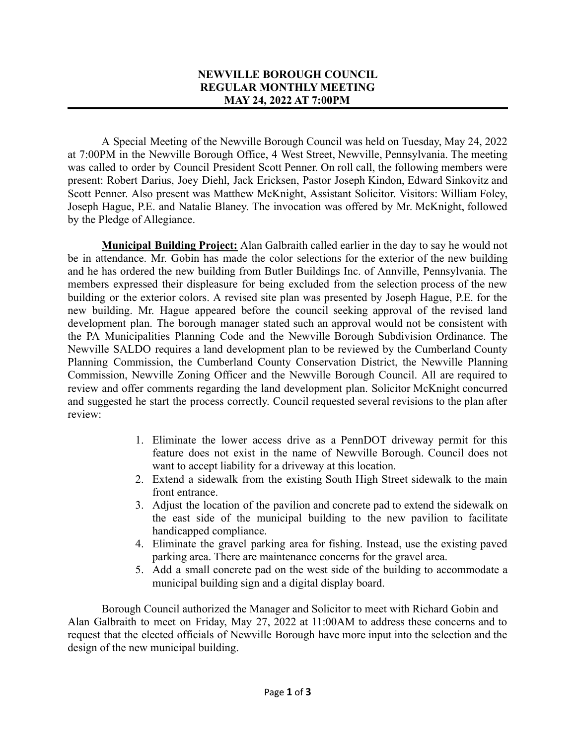# NEWVILLE BOROUGH COUNCIL
# REGULAR MONTHLY MEETING
# MAY 24, 2022 AT 7:00PM

A Special Meeting of the Newville Borough Council was held on Tuesday, May 24, 2022 at 7:00PM in the Newville Borough Office, 4 West Street, Newville, Pennsylvania. The meeting was called to order by Council President Scott Penner. On roll call, the following members were present: Robert Darius, Joey Diehl, Jack Ericksen, Pastor Joseph Kindon, Edward Sinkovitz and Scott Penner. Also present was Matthew McKnight, Assistant Solicitor. Visitors: William Foley, Joseph Hague, P.E. and Natalie Blaney. The invocation was offered by Mr. McKnight, followed by the Pledge of Allegiance.

**Municipal Building Project:** Alan Galbraith called earlier in the day to say he would not be in attendance. Mr. Gobin has made the color selections for the exterior of the new building and he has ordered the new building from Butler Buildings Inc. of Annville, Pennsylvania. The members expressed their displeasure for being excluded from the selection process of the new building or the exterior colors. A revised site plan was presented by Joseph Hague, P.E. for the new building. Mr. Hague appeared before the council seeking approval of the revised land development plan. The borough manager stated such an approval would not be consistent with the PA Municipalities Planning Code and the Newville Borough Subdivision Ordinance. The Newville SALDO requires a land development plan to be reviewed by the Cumberland County Planning Commission, the Cumberland County Conservation District, the Newville Planning Commission, Newville Zoning Officer and the Newville Borough Council. All are required to review and offer comments regarding the land development plan. Solicitor McKnight concurred and suggested he start the process correctly. Council requested several revisions to the plan after review:

1. Eliminate the lower access drive as a PennDOT driveway permit for this feature does not exist in the name of Newville Borough. Council does not want to accept liability for a driveway at this location.
2. Extend a sidewalk from the existing South High Street sidewalk to the main front entrance.
3. Adjust the location of the pavilion and concrete pad to extend the sidewalk on the east side of the municipal building to the new pavilion to facilitate handicapped compliance.
4. Eliminate the gravel parking area for fishing. Instead, use the existing paved parking area. There are maintenance concerns for the gravel area.
5. Add a small concrete pad on the west side of the building to accommodate a municipal building sign and a digital display board.

Borough Council authorized the Manager and Solicitor to meet with Richard Gobin and Alan Galbraith to meet on Friday, May 27, 2022 at 11:00AM to address these concerns and to request that the elected officials of Newville Borough have more input into the selection and the design of the new municipal building.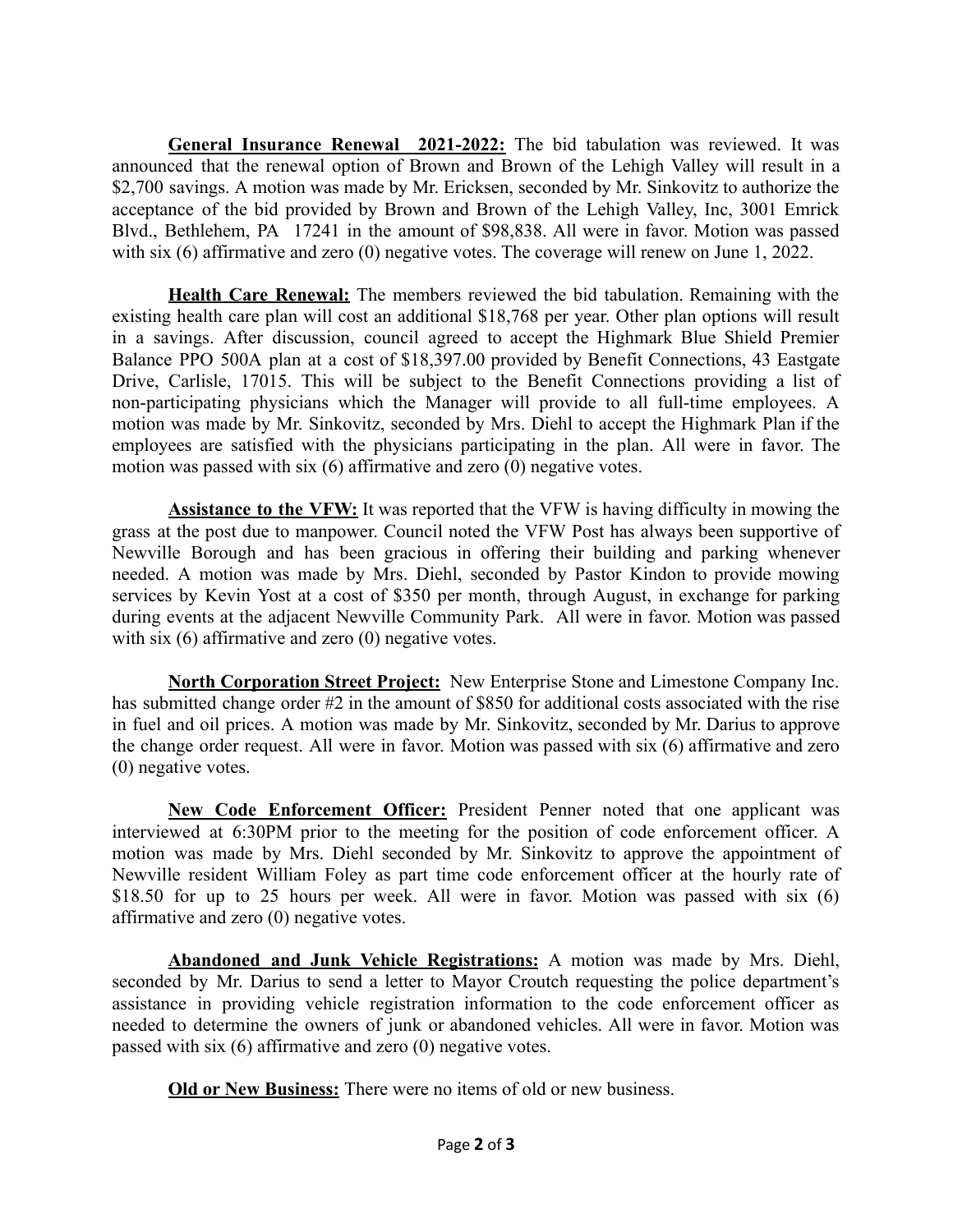**General Insurance Renewal 2021-2022:** The bid tabulation was reviewed. It was announced that the renewal option of Brown and Brown of the Lehigh Valley will result in a $2,700 savings. A motion was made by Mr. Ericksen, seconded by Mr. Sinkovitz to authorize the acceptance of the bid provided by Brown and Brown of the Lehigh Valley, Inc, 3001 Emrick Blvd., Bethlehem, PA 17241 in the amount of $98,838. All were in favor. Motion was passed with six (6) affirmative and zero (0) negative votes. The coverage will renew on June 1, 2022.

**Health Care Renewal:** The members reviewed the bid tabulation. Remaining with the existing health care plan will cost an additional $18,768 per year. Other plan options will result in a savings. After discussion, council agreed to accept the Highmark Blue Shield Premier Balance PPO 500A plan at a cost of $18,397.00 provided by Benefit Connections, 43 Eastgate Drive, Carlisle, 17015. This will be subject to the Benefit Connections providing a list of non-participating physicians which the Manager will provide to all full-time employees. A motion was made by Mr. Sinkovitz, seconded by Mrs. Diehl to accept the Highmark Plan if the employees are satisfied with the physicians participating in the plan. All were in favor. The motion was passed with six (6) affirmative and zero (0) negative votes.

**Assistance to the VFW:** It was reported that the VFW is having difficulty in mowing the grass at the post due to manpower. Council noted the VFW Post has always been supportive of Newville Borough and has been gracious in offering their building and parking whenever needed. A motion was made by Mrs. Diehl, seconded by Pastor Kindon to provide mowing services by Kevin Yost at a cost of $350 per month, through August, in exchange for parking during events at the adjacent Newville Community Park. All were in favor. Motion was passed with six (6) affirmative and zero (0) negative votes.

**North Corporation Street Project:** New Enterprise Stone and Limestone Company Inc. has submitted change order #2 in the amount of $850 for additional costs associated with the rise in fuel and oil prices. A motion was made by Mr. Sinkovitz, seconded by Mr. Darius to approve the change order request. All were in favor. Motion was passed with six (6) affirmative and zero (0) negative votes.

**New Code Enforcement Officer:** President Penner noted that one applicant was interviewed at 6:30PM prior to the meeting for the position of code enforcement officer. A motion was made by Mrs. Diehl seconded by Mr. Sinkovitz to approve the appointment of Newville resident William Foley as part time code enforcement officer at the hourly rate of $18.50 for up to 25 hours per week. All were in favor. Motion was passed with six (6) affirmative and zero (0) negative votes.

**Abandoned and Junk Vehicle Registrations:** A motion was made by Mrs. Diehl, seconded by Mr. Darius to send a letter to Mayor Croutch requesting the police department's assistance in providing vehicle registration information to the code enforcement officer as needed to determine the owners of junk or abandoned vehicles. All were in favor. Motion was passed with six (6) affirmative and zero (0) negative votes.

**Old or New Business:** There were no items of old or new business.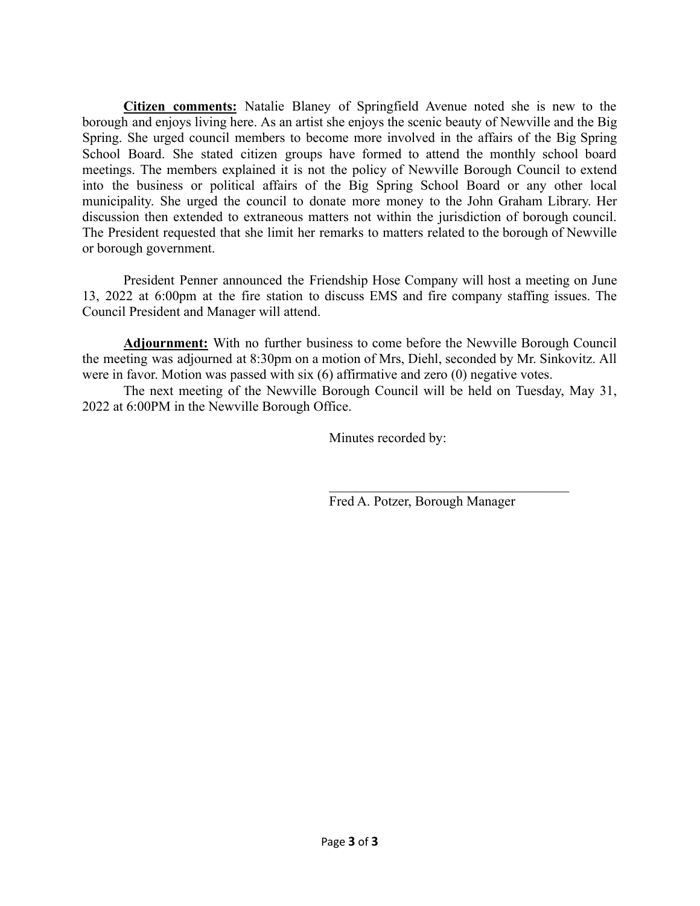**Citizen comments:** Natalie Blaney of Springfield Avenue noted she is new to the borough and enjoys living here. As an artist she enjoys the scenic beauty of Newville and the Big Spring. She urged council members to become more involved in the affairs of the Big Spring School Board. She stated citizen groups have formed to attend the monthly school board meetings. The members explained it is not the policy of Newville Borough Council to extend into the business or political affairs of the Big Spring School Board or any other local municipality. She urged the council to donate more money to the John Graham Library. Her discussion then extended to extraneous matters not within the jurisdiction of borough council. The President requested that she limit her remarks to matters related to the borough of Newville or borough government.

President Penner announced the Friendship Hose Company will host a meeting on June 13, 2022 at 6:00pm at the fire station to discuss EMS and fire company staffing issues. The Council President and Manager will attend.

**Adjournment:** With no further business to come before the Newville Borough Council the meeting was adjourned at 8:30pm on a motion of Mrs, Diehl, seconded by Mr. Sinkovitz. All were in favor. Motion was passed with six (6) affirmative and zero (0) negative votes.

The next meeting of the Newville Borough Council will be held on Tuesday, May 31, 2022 at 6:00PM in the Newville Borough Office.

Minutes recorded by:

\_\_\_\_\_\_\_\_\_\_\_\_\_\_\_\_\_\_\_\_\_\_\_\_\_\_\_\_\_\_\_\_\_\_\_\_

Fred A. Potzer, Borough Manager